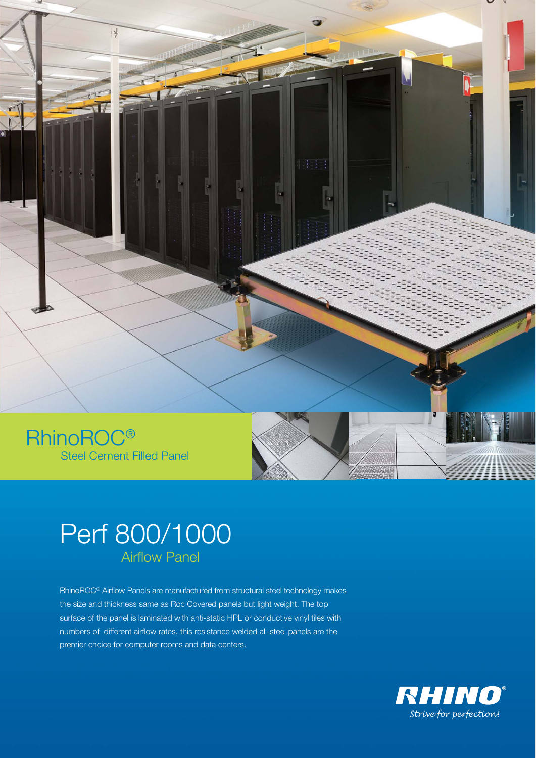# RhinoROC®

## Steel Cement Filled Panel

# Perf 800/1000

## Airflow Panel

RhinoROC® Airflow Panels are manufactured from structural steel technology makes the size and thickness same as Roc Covered panels but light weight. The top surface of the panel is laminated with anti-static HPL or conductive vinyl tiles with numbers of different airflow rates, this resistance welded all-steel panels are the premier choice for computer rooms and data centers.

RHINO®
*Strive for perfection!*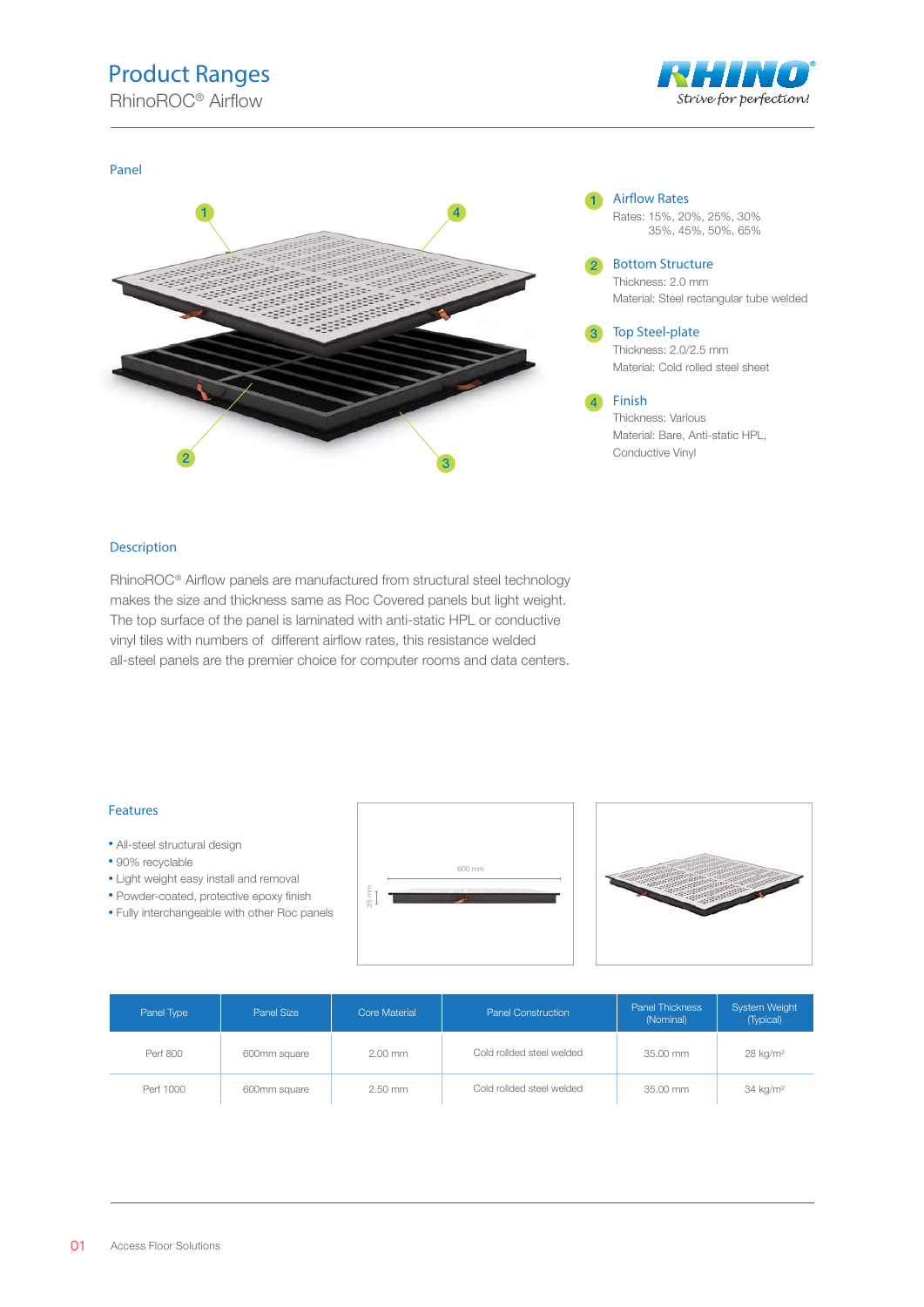# Product Ranges

## RhinoROC® Airflow

### Panel

1. **Airflow Rates**
   Rates: 15%, 20%, 25%, 30%
   35%, 45%, 50%, 65%

2. **Bottom Structure**
   Thickness: 2.0 mm
   Material: Steel rectangular tube welded

3. **Top Steel-plate**
   Thickness: 2.0/2.5 mm
   Material: Cold rolled steel sheet

4. **Finish**
   Thickness: Various
   Material: Bare, Anti-static HPL,
   Conductive Vinyl

### Description

RhinoROC® Airflow panels are manufactured from structural steel technology makes the size and thickness same as Roc Covered panels but light weight. The top surface of the panel is laminated with anti-static HPL or conductive vinyl tiles with numbers of different airflow rates, this resistance welded all-steel panels are the premier choice for computer rooms and data centers.

### Features

- All-steel structural design
- 90% recyclable
- Light weight easy install and removal
- Powder-coated, protective epoxy finish
- Fully interchangeable with other Roc panels

| Panel Type | Panel Size | Core Material | Panel Construction | Panel Thickness (Nominal) | System Weight (Typical) |
|---|---|---|---|---|---|
| Perf 800 | 600mm square | 2.00 mm | Cold rollded steel welded | 35.00 mm | 28 kg/m² |
| Perf 1000 | 600mm square | 2.50 mm | Cold rollded steel welded | 35.00 mm | 34 kg/m² |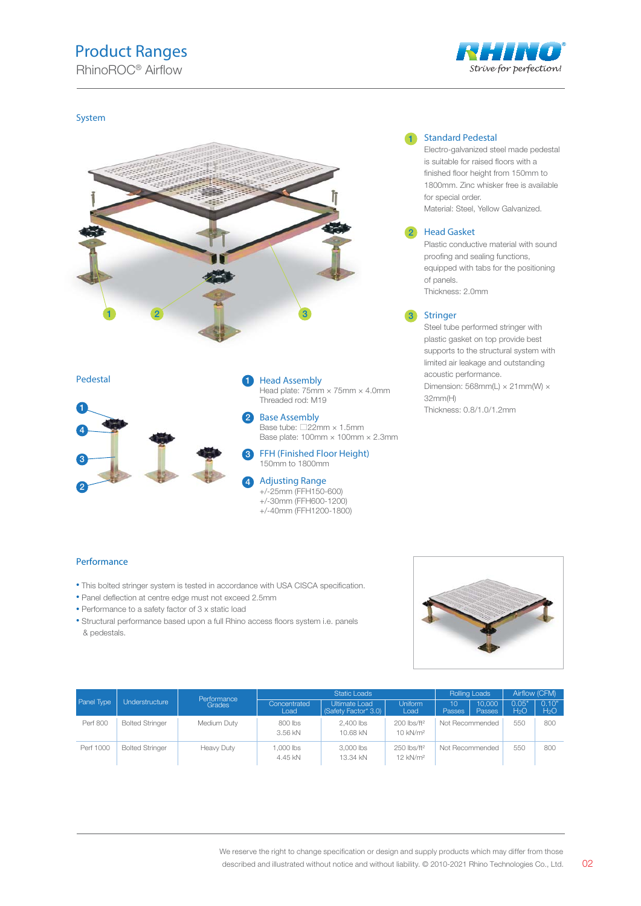# Product Ranges

RhinoROC® Airflow

## System

**1 Standard Pedestal**

Electro-galvanized steel made pedestal is suitable for raised floors with a finished floor height from 150mm to 1800mm. Zinc whisker free is available for special order.
Material: Steel, Yellow Galvanized.

**2 Head Gasket**

Plastic conductive material with sound proofing and sealing functions, equipped with tabs for the positioning of panels.
Thickness: 2.0mm

**3 Stringer**

Steel tube performed stringer with plastic gasket on top provide best supports to the structural system with limited air leakage and outstanding acoustic performance.
Dimension: 568mm(L) × 21mm(W) × 32mm(H)
Thickness: 0.8/1.0/1.2mm

## Pedestal

**1 Head Assembly**
Head plate: 75mm × 75mm × 4.0mm
Threaded rod: M19

**2 Base Assembly**
Base tube: □22mm × 1.5mm
Base plate: 100mm × 100mm × 2.3mm

**3 FFH (Finished Floor Height)**
150mm to 1800mm

**4 Adjusting Range**
+/-25mm (FFH150-600)
+/-30mm (FFH600-1200)
+/-40mm (FFH1200-1800)

## Performance

- This bolted stringer system is tested in accordance with USA CISCA specification.
- Panel deflection at centre edge must not exceed 2.5mm
- Performance to a safety factor of 3 x static load
- Structural performance based upon a full Rhino access floors system i.e. panels & pedestals.

| Panel Type | Understructure | Performance Grades | Static Loads | | | Rolling Loads | | Airflow (CFM) | |
|---|---|---|---|---|---|---|---|---|---|
| | | | Concentrated Load | Ultimate Load (Safety Factor* 3.0) | Uniform Load | 10 Passes | 10,000 Passes | 0.05" $H_2O$ | 0.10" $H_2O$ |
| Perf 800 | Bolted Stringer | Medium Duty | 800 lbs<br>3.56 kN | 2,400 lbs<br>10.68 kN | 200 lbs/ft²<br>10 kN/m² | Not Recommended | | 550 | 800 |
| Perf 1000 | Bolted Stringer | Heavy Duty | 1,000 lbs<br>4.45 kN | 3,000 lbs<br>13.34 kN | 250 lbs/ft²<br>12 kN/m² | Not Recommended | | 550 | 800 |

We reserve the right to change specification or design and supply products which may differ from those described and illustrated without notice and without liability. © 2010-2021 Rhino Technologies Co., Ltd.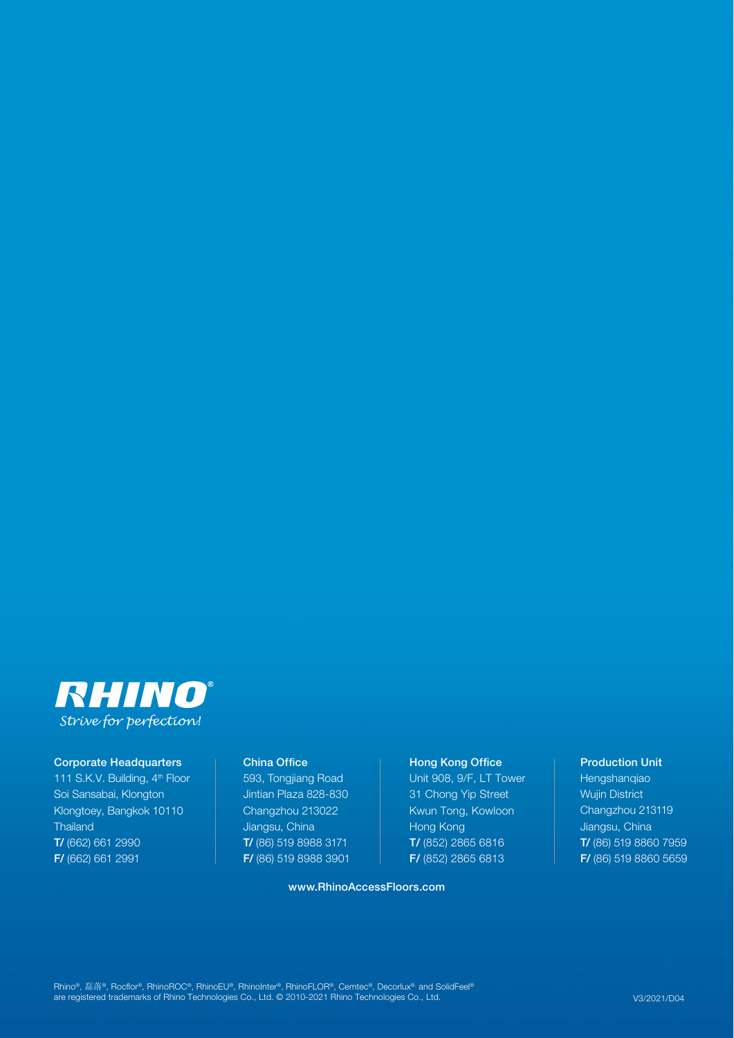**RHINO**®

*Strive for perfection!*

**Corporate Headquarters**
111 S.K.V. Building, 4th Floor
Soi Sansabai, Klongton
Klongtoey, Bangkok 10110
Thailand
**T/** (662) 661 2990
**F/** (662) 661 2991

**China Office**
593, Tongjiang Road
Jintian Plaza 828-830
Changzhou 213022
Jiangsu, China
**T/** (86) 519 8988 3171
**F/** (86) 519 8988 3901

**Hong Kong Office**
Unit 908, 9/F, LT Tower
31 Chong Yip Street
Kwun Tong, Kowloon
Hong Kong
**T/** (852) 2865 6816
**F/** (852) 2865 6813

**Production Unit**
Hengshanqiao
Wujin District
Changzhou 213119
Jiangsu, China
**T/** (86) 519 8860 7959
**F/** (86) 519 8860 5659

www.RhinoAccessFloors.com

Rhino®, 磊落®, Rocflor®, RhinoROC®, RhinoEU®, RhinoInter®, RhinoFLOR®, Cemtec®, Decorlux® and SolidFeel® are registered trademarks of Rhino Technologies Co., Ltd. © 2010-2021 Rhino Technologies Co., Ltd.

V3/2021/D04